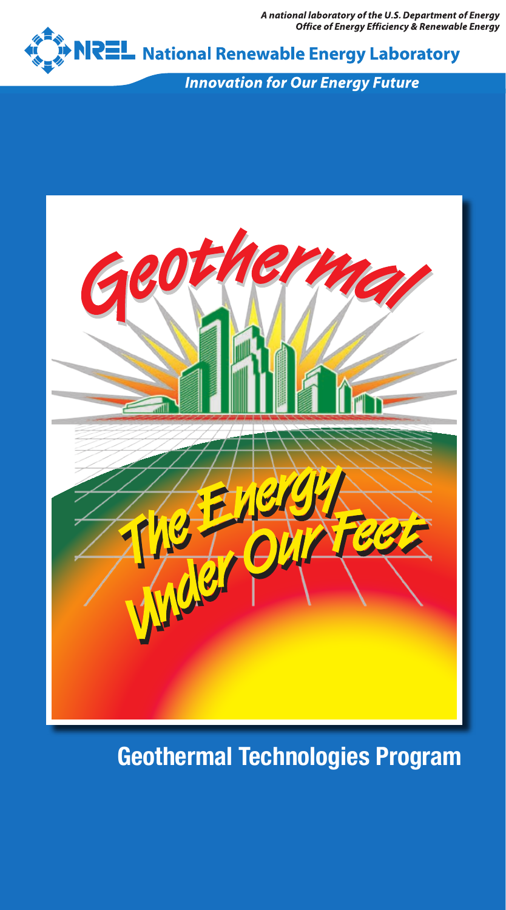*A national laboratory of the U.S. Department of Energy*
*Office of Energy Efficiency & Renewable Energy*

**NREL National Renewable Energy Laboratory**

*Innovation for Our Energy Future*

# Geothermal

## The Energy Under Our Feet

## Geothermal Technologies Program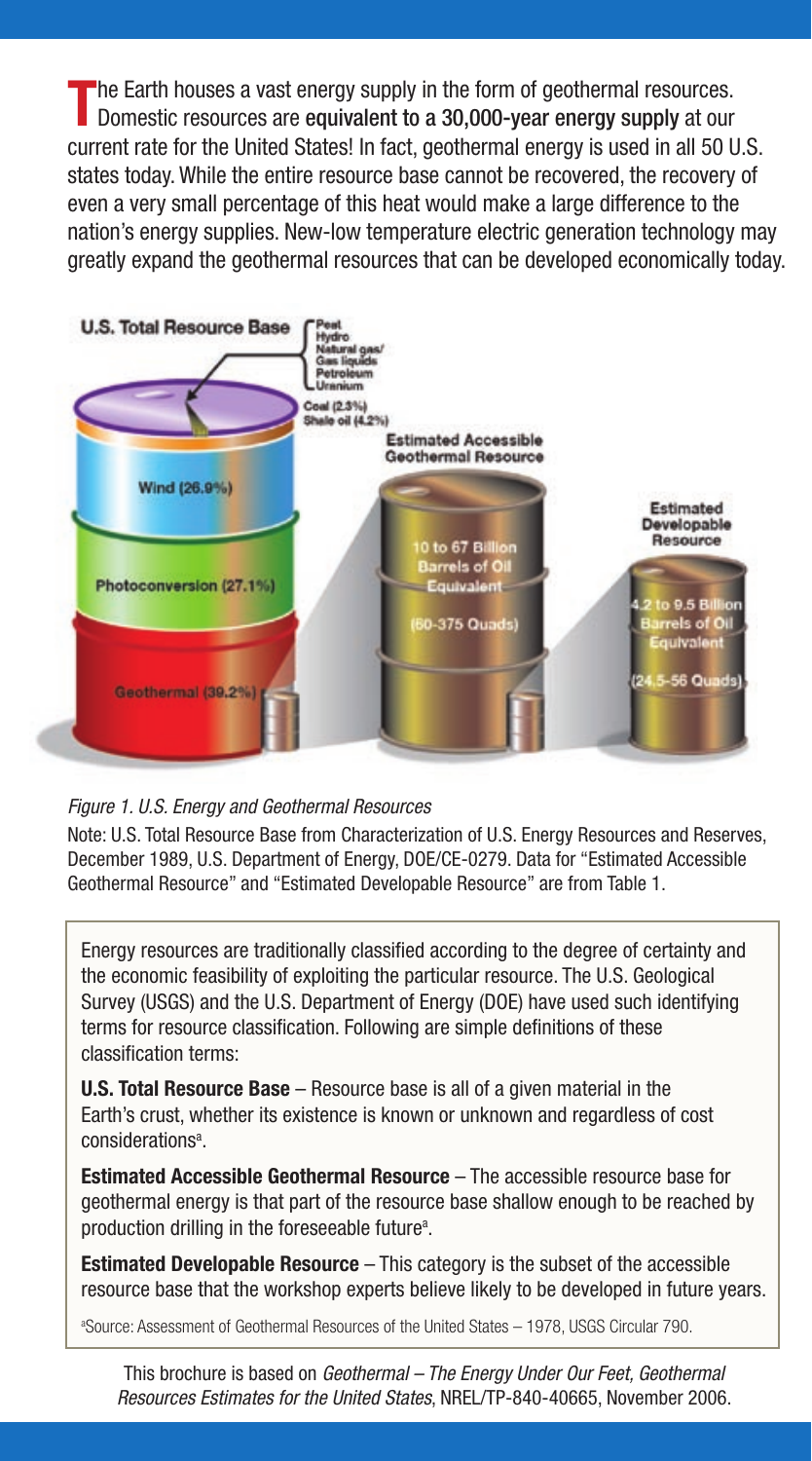The Earth houses a vast energy supply in the form of geothermal resources. Domestic resources are **equivalent to a 30,000-year energy supply** at our current rate for the United States! In fact, geothermal energy is used in all 50 U.S. states today. While the entire resource base cannot be recovered, the recovery of even a very small percentage of this heat would make a large difference to the nation's energy supplies. New-low temperature electric generation technology may greatly expand the geothermal resources that can be developed economically today.

*Figure 1. U.S. Energy and Geothermal Resources*

Note: U.S. Total Resource Base from Characterization of U.S. Energy Resources and Reserves, December 1989, U.S. Department of Energy, DOE/CE-0279. Data for "Estimated Accessible Geothermal Resource" and "Estimated Developable Resource" are from Table 1.

Energy resources are traditionally classified according to the degree of certainty and the economic feasibility of exploiting the particular resource. The U.S. Geological Survey (USGS) and the U.S. Department of Energy (DOE) have used such identifying terms for resource classification. Following are simple definitions of these classification terms:

**U.S. Total Resource Base** – Resource base is all of a given material in the Earth's crust, whether its existence is known or unknown and regardless of cost considerations[a].

**Estimated Accessible Geothermal Resource** – The accessible resource base for geothermal energy is that part of the resource base shallow enough to be reached by production drilling in the foreseeable future[a].

**Estimated Developable Resource** – This category is the subset of the accessible resource base that the workshop experts believe likely to be developed in future years.

[a]Source: Assessment of Geothermal Resources of the United States – 1978, USGS Circular 790.

This brochure is based on *Geothermal – The Energy Under Our Feet, Geothermal Resources Estimates for the United States*, NREL/TP-840-40665, November 2006.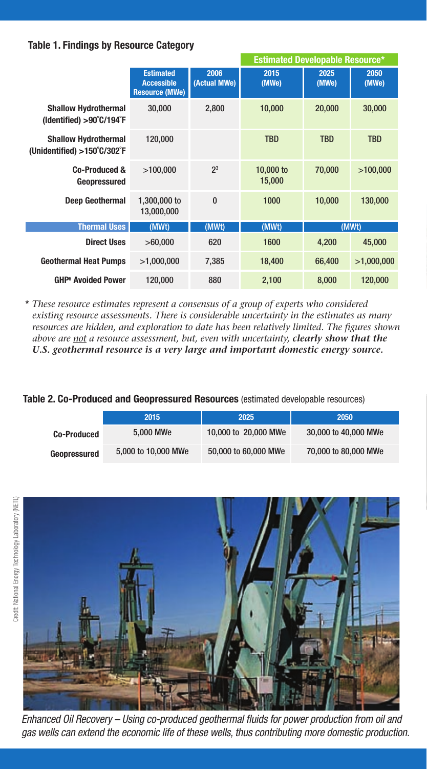**Table 1. Findings by Resource Category**

| | Estimated Accessible Resource (MWe) | 2006 (Actual MWe) | Estimated Developable Resource* | | |
|---|---|---|---|---|---|
| | | | 2015 (MWe) | 2025 (MWe) | 2050 (MWe) |
| **Shallow Hydrothermal (Identified) >90˚C/194˚F** | 30,000 | 2,800 | 10,000 | 20,000 | 30,000 |
| **Shallow Hydrothermal (Unidentified) >150˚C/302˚F** | 120,000 | | TBD | TBD | TBD |
| **Co-Produced & Geopressured** | >100,000 | 2[3] | 10,000 to 15,000 | 70,000 | >100,000 |
| **Deep Geothermal** | 1,300,000 to 13,000,000 | 0 | 1000 | 10,000 | 130,000 |
| **Thermal Uses** | (MWt) | (MWt) | (MWt) | (MWt) | |
| **Direct Uses** | >60,000 | 620 | 1600 | 4,200 | 45,000 |
| **Geothermal Heat Pumps** | >1,000,000 | 7,385 | 18,400 | 66,400 | >1,000,000 |
| **GHP[6] Avoided Power** | 120,000 | 880 | 2,100 | 8,000 | 120,000 |

*\* These resource estimates represent a consensus of a group of experts who considered existing resource assessments. There is considerable uncertainty in the estimates as many resources are hidden, and exploration to date has been relatively limited. The figures shown above are not a resource assessment, but, even with uncertainty,* ***clearly show that the U.S. geothermal resource is a very large and important domestic energy source.***

**Table 2. Co-Produced and Geopressured Resources** (estimated developable resources)

| | 2015 | 2025 | 2050 |
|---|---|---|---|
| **Co-Produced** | 5,000 MWe | 10,000 to 20,000 MWe | 30,000 to 40,000 MWe |
| **Geopressured** | 5,000 to 10,000 MWe | 50,000 to 60,000 MWe | 70,000 to 80,000 MWe |

Credit: National Energy Technology Laboratory (NETL)

*Enhanced Oil Recovery – Using co-produced geothermal fluids for power production from oil and gas wells can extend the economic life of these wells, thus contributing more domestic production.*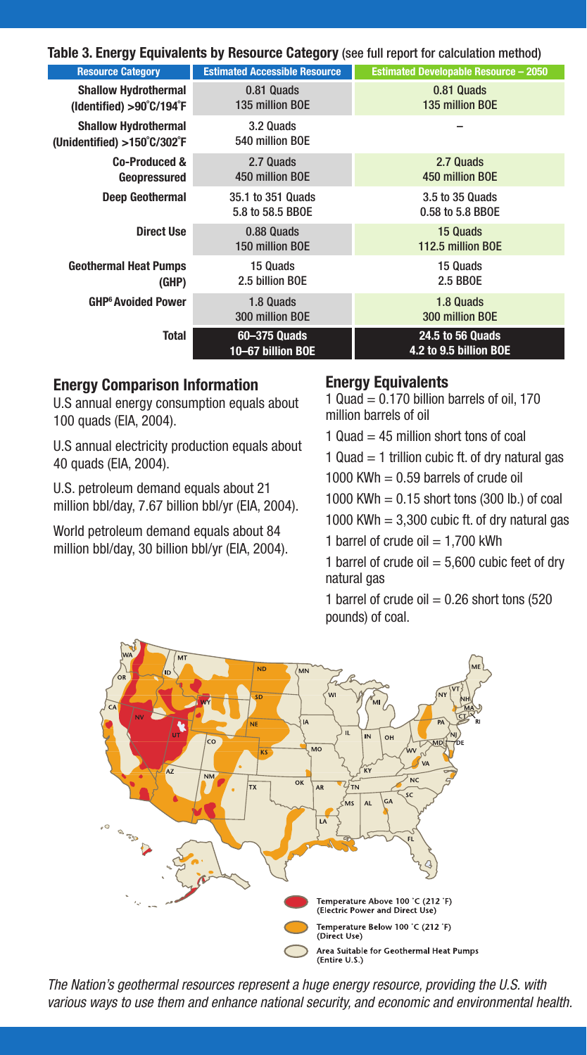**Table 3. Energy Equivalents by Resource Category** (see full report for calculation method)

| Resource Category | Estimated Accessible Resource | Estimated Developable Resource – 2050 |
|---|---|---|
| Shallow Hydrothermal (Identified) >90˚C/194˚F | 0.81 Quads<br>135 million BOE | 0.81 Quads<br>135 million BOE |
| Shallow Hydrothermal (Unidentified) >150˚C/302˚F | 3.2 Quads<br>540 million BOE | – |
| Co-Produced & Geopressured | 2.7 Quads<br>450 million BOE | 2.7 Quads<br>450 million BOE |
| Deep Geothermal | 35.1 to 351 Quads<br>5.8 to 58.5 BBOE | 3.5 to 35 Quads<br>0.58 to 5.8 BBOE |
| Direct Use | 0.88 Quads<br>150 million BOE | 15 Quads<br>112.5 million BOE |
| Geothermal Heat Pumps (GHP) | 15 Quads<br>2.5 billion BOE | 15 Quads<br>2.5 BBOE |
| GHP[6] Avoided Power | 1.8 Quads<br>300 million BOE | 1.8 Quads<br>300 million BOE |
| **Total** | **60–375 Quads<br>10–67 billion BOE** | **24.5 to 56 Quads<br>4.2 to 9.5 billion BOE** |

## Energy Comparison Information

U.S annual energy consumption equals about 100 quads (EIA, 2004).

U.S annual electricity production equals about 40 quads (EIA, 2004).

U.S. petroleum demand equals about 21 million bbl/day, 7.67 billion bbl/yr (EIA, 2004).

World petroleum demand equals about 84 million bbl/day, 30 billion bbl/yr (EIA, 2004).

## Energy Equivalents

1 Quad = 0.170 billion barrels of oil, 170 million barrels of oil

1 Quad = 45 million short tons of coal

1 Quad = 1 trillion cubic ft. of dry natural gas

1000 KWh = 0.59 barrels of crude oil

1000 KWh = 0.15 short tons (300 lb.) of coal

1000 KWh = 3,300 cubic ft. of dry natural gas

1 barrel of crude oil = 1,700 kWh

1 barrel of crude oil = 5,600 cubic feet of dry natural gas

1 barrel of crude oil = 0.26 short tons (520 pounds) of coal.

Temperature Above 100 ˚C (212 ˚F) (Electric Power and Direct Use)

Temperature Below 100 ˚C (212 ˚F) (Direct Use)

Area Suitable for Geothermal Heat Pumps (Entire U.S.)

*The Nation's geothermal resources represent a huge energy resource, providing the U.S. with various ways to use them and enhance national security, and economic and environmental health.*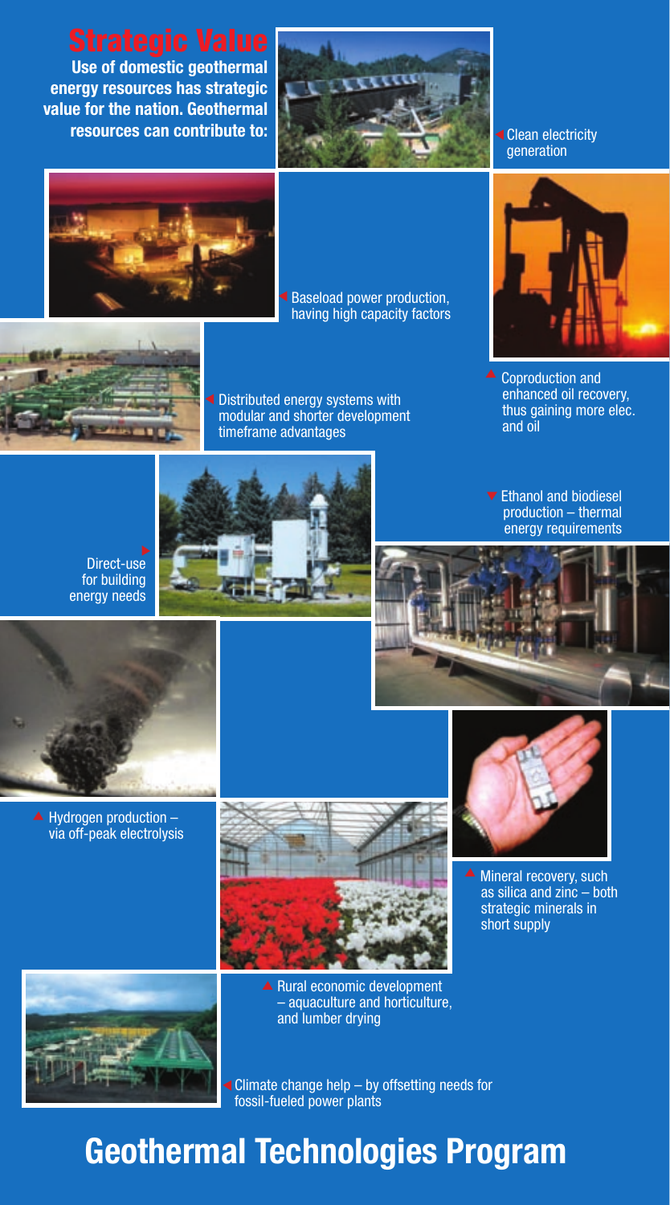## Strategic Value

**Use of domestic geothermal energy resources has strategic value for the nation. Geothermal resources can contribute to:**

- Clean electricity generation
- Baseload power production, having high capacity factors
- Coproduction and enhanced oil recovery, thus gaining more elec. and oil
- Distributed energy systems with modular and shorter development timeframe advantages
- Ethanol and biodiesel production – thermal energy requirements
- Direct-use for building energy needs
- Hydrogen production – via off-peak electrolysis
- Mineral recovery, such as silica and zinc – both strategic minerals in short supply
- Rural economic development – aquaculture and horticulture, and lumber drying
- Climate change help – by offsetting needs for fossil-fueled power plants

# Geothermal Technologies Program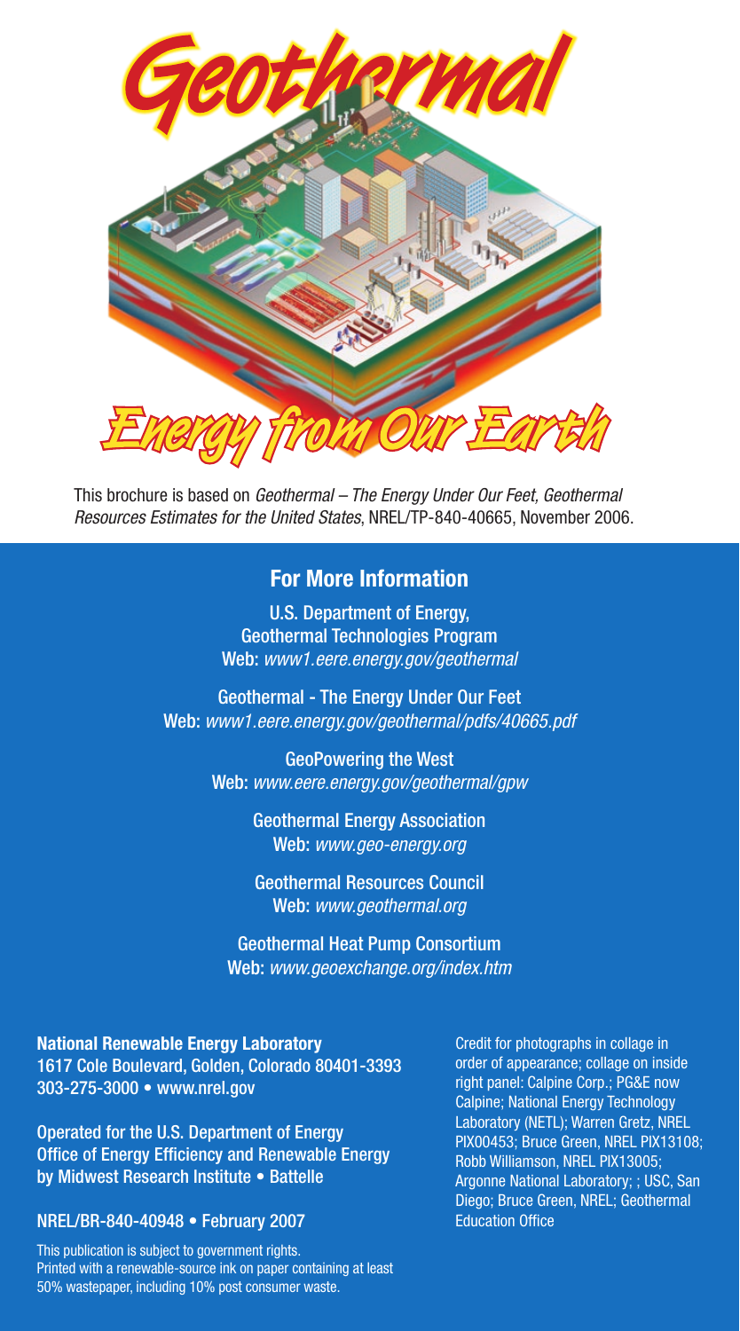# Geothermal

## Energy from Our Earth

This brochure is based on *Geothermal – The Energy Under Our Feet, Geothermal Resources Estimates for the United States*, NREL/TP-840-40665, November 2006.

## For More Information

U.S. Department of Energy,
Geothermal Technologies Program
Web: *www1.eere.energy.gov/geothermal*

Geothermal - The Energy Under Our Feet
Web: *www1.eere.energy.gov/geothermal/pdfs/40665.pdf*

GeoPowering the West
Web: *www.eere.energy.gov/geothermal/gpw*

Geothermal Energy Association
Web: *www.geo-energy.org*

Geothermal Resources Council
Web: *www.geothermal.org*

Geothermal Heat Pump Consortium
Web: *www.geoexchange.org/index.htm*

**National Renewable Energy Laboratory**
1617 Cole Boulevard, Golden, Colorado 80401-3393
303-275-3000 • www.nrel.gov

Operated for the U.S. Department of Energy
Office of Energy Efficiency and Renewable Energy
by Midwest Research Institute • Battelle

NREL/BR-840-40948 • February 2007

This publication is subject to government rights.
Printed with a renewable-source ink on paper containing at least 50% wastepaper, including 10% post consumer waste.

Credit for photographs in collage in order of appearance; collage on inside right panel: Calpine Corp.; PG&E now Calpine; National Energy Technology Laboratory (NETL); Warren Gretz, NREL PIX00453; Bruce Green, NREL PIX13108; Robb Williamson, NREL PIX13005; Argonne National Laboratory; ; USC, San Diego; Bruce Green, NREL; Geothermal Education Office